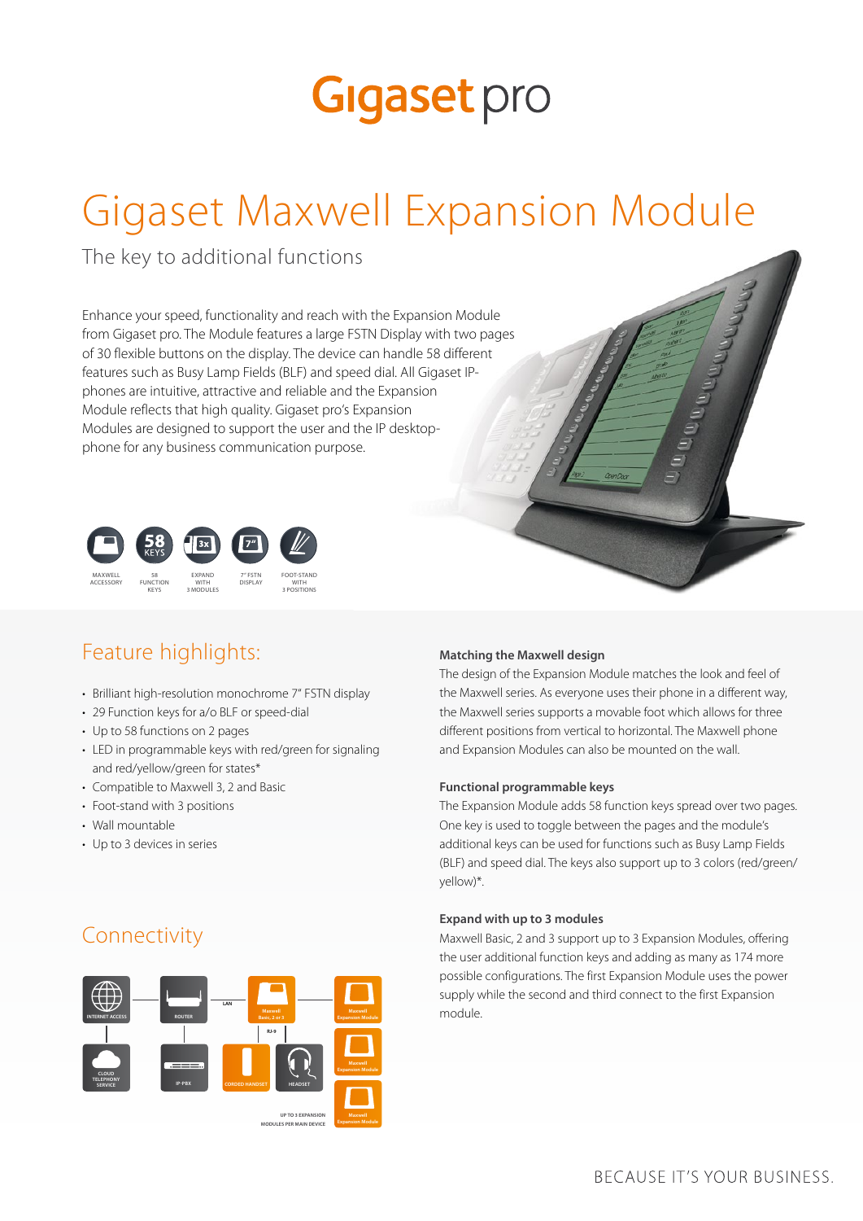# Gigaset pro

# Gigaset Maxwell Expansion Module

The key to additional functions

Enhance your speed, functionality and reach with the Expansion Module from Gigaset pro. The Module features a large FSTN Display with two pages of 30 flexible buttons on the display. The device can handle 58 different features such as Busy Lamp Fields (BLF) and speed dial. All Gigaset IP-phones are intuitive, attractive and reliable and the Expansion Module reflects that high quality. Gigaset pro's Expansion Modules are designed to support the user and the IP desktop-phone for any business communication purpose.

MAXWELL ACCESSORY | 58 FUNCTION KEYS | EXPAND WITH 3 MODULES | 7" FSTN DISPLAY | FOOT-STAND WITH 3 POSITIONS

## Feature highlights:

- Brilliant high-resolution monochrome 7" FSTN display
- 29 Function keys for a/o BLF or speed-dial
- Up to 58 functions on 2 pages
- LED in programmable keys with red/green for signaling and red/yellow/green for states*
- Compatible to Maxwell 3, 2 and Basic
- Foot-stand with 3 positions
- Wall mountable
- Up to 3 devices in series

## Connectivity

INTERNET ACCESS — ROUTER — LAN — Maxwell Basic, 2 or 3 — Maxwell Expansion Module

CLOUD TELEPHONY SERVICE — IP-PBX — RJ-9 — CORDED HANDSET — HEADSET

Maxwell Expansion Module — Maxwell Expansion Module

UP TO 3 EXPANSION MODULES PER MAIN DEVICE

**Matching the Maxwell design**

The design of the Expansion Module matches the look and feel of the Maxwell series. As everyone uses their phone in a different way, the Maxwell series supports a movable foot which allows for three different positions from vertical to horizontal. The Maxwell phone and Expansion Modules can also be mounted on the wall.

**Functional programmable keys**

The Expansion Module adds 58 function keys spread over two pages. One key is used to toggle between the pages and the module's additional keys can be used for functions such as Busy Lamp Fields (BLF) and speed dial. The keys also support up to 3 colors (red/green/yellow)*.

**Expand with up to 3 modules**

Maxwell Basic, 2 and 3 support up to 3 Expansion Modules, offering the user additional function keys and adding as many as 174 more possible configurations. The first Expansion Module uses the power supply while the second and third connect to the first Expansion module.

BECAUSE IT'S YOUR BUSINESS.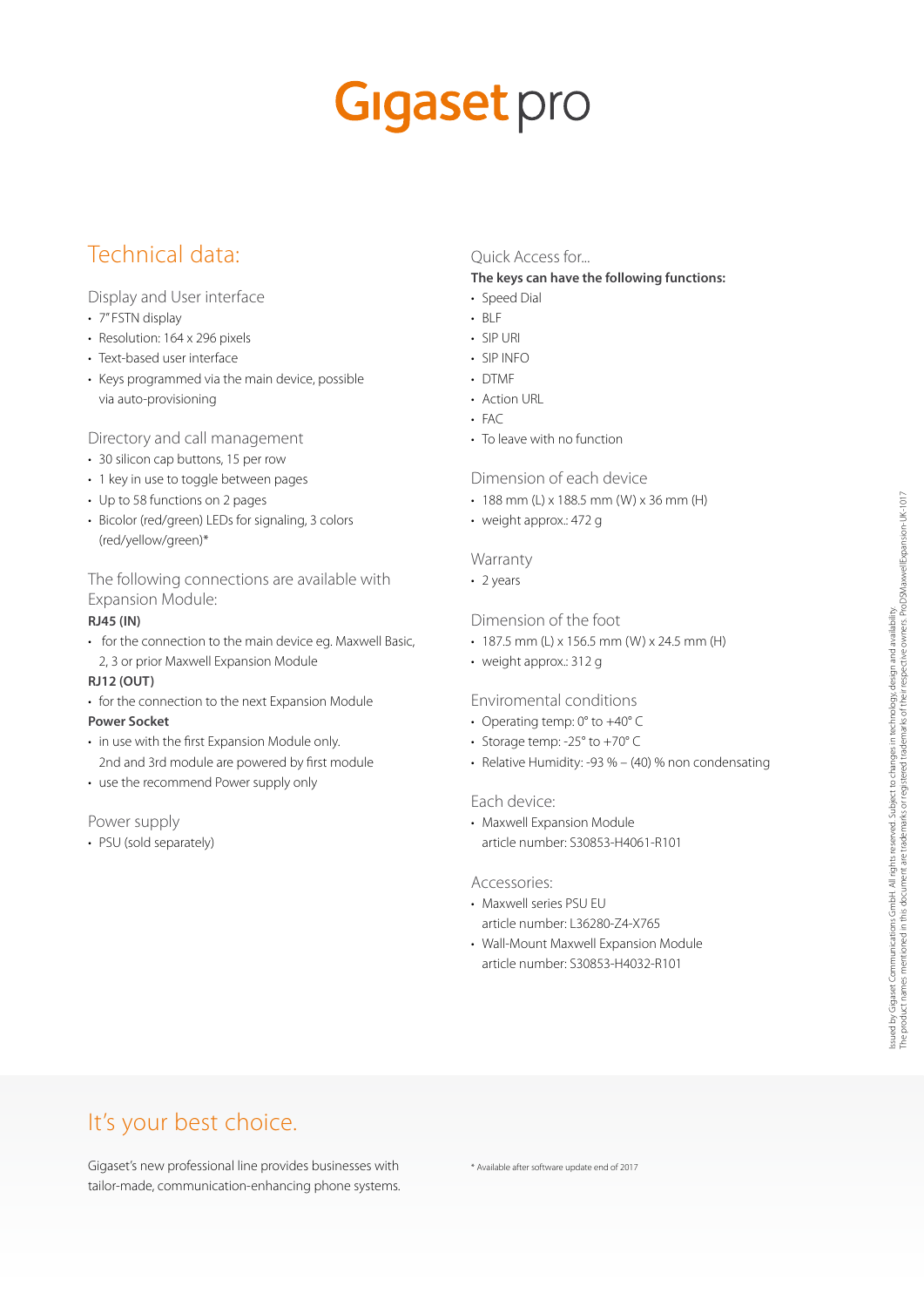# Gigaset pro

## Technical data:

### Display and User interface

- 7" FSTN display
- Resolution: 164 x 296 pixels
- Text-based user interface
- Keys programmed via the main device, possible via auto-provisioning

### Directory and call management

- 30 silicon cap buttons, 15 per row
- 1 key in use to toggle between pages
- Up to 58 functions on 2 pages
- Bicolor (red/green) LEDs for signaling, 3 colors (red/yellow/green)*

### The following connections are available with Expansion Module:

**RJ45 (IN)**

- for the connection to the main device eg. Maxwell Basic, 2, 3 or prior Maxwell Expansion Module

**RJ12 (OUT)**

- for the connection to the next Expansion Module

**Power Socket**

- in use with the first Expansion Module only. 2nd and 3rd module are powered by first module
- use the recommend Power supply only

### Power supply

- PSU (sold separately)

### Quick Access for...

**The keys can have the following functions:**

- Speed Dial
- BLF
- SIP URI
- SIP INFO
- DTMF
- Action URL
- FAC
- To leave with no function

### Dimension of each device

- 188 mm (L) x 188.5 mm (W) x 36 mm (H)
- weight approx.: 472 g

### Warranty

- 2 years

### Dimension of the foot

- 187.5 mm (L) x 156.5 mm (W) x 24.5 mm (H)
- weight approx.: 312 g

### Enviromental conditions

- Operating temp: 0° to +40° C
- Storage temp: -25° to +70° C
- Relative Humidity: -93 % – (40) % non condensating

### Each device:

- Maxwell Expansion Module
  article number: S30853-H4061-R101

### Accessories:

- Maxwell series PSU EU
  article number: L36280-Z4-X765
- Wall-Mount Maxwell Expansion Module
  article number: S30853-H4032-R101

Issued by Gigaset Communications GmbH. All rights reserved. Subject to changes in technology, design and availability. The product names mentioned in this document are trademarks or registered trademarks of their respective owners. ProDSMaxwellExpansion-UK-1017

## It's your best choice.

Gigaset's new professional line provides businesses with tailor-made, communication-enhancing phone systems.

* Available after software update end of 2017